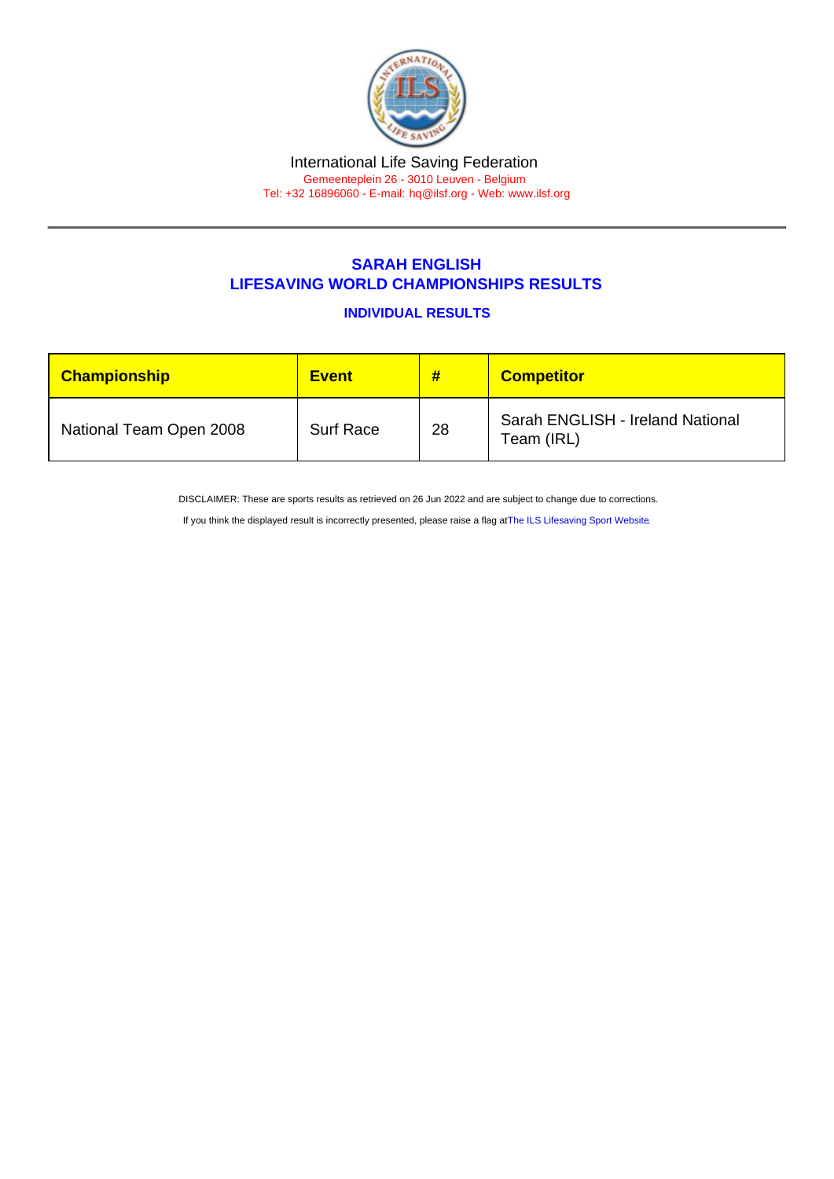International Life Saving Federation

Gemeenteplein 26 - 3010 Leuven - Belgium

Tel: +32 16896060 - E-mail: hq@ilsf.org - Web: www.ilsf.org

## SARAH ENGLISH
## LIFESAVING WORLD CHAMPIONSHIPS RESULTS

### INDIVIDUAL RESULTS

| Championship | Event | # | Competitor |
| --- | --- | --- | --- |
| National Team Open 2008 | Surf Race | 28 | Sarah ENGLISH - Ireland National Team (IRL) |

DISCLAIMER: These are sports results as retrieved on 26 Jun 2022 and are subject to change due to corrections.

If you think the displayed result is incorrectly presented, please raise a flag at The ILS Lifesaving Sport Website.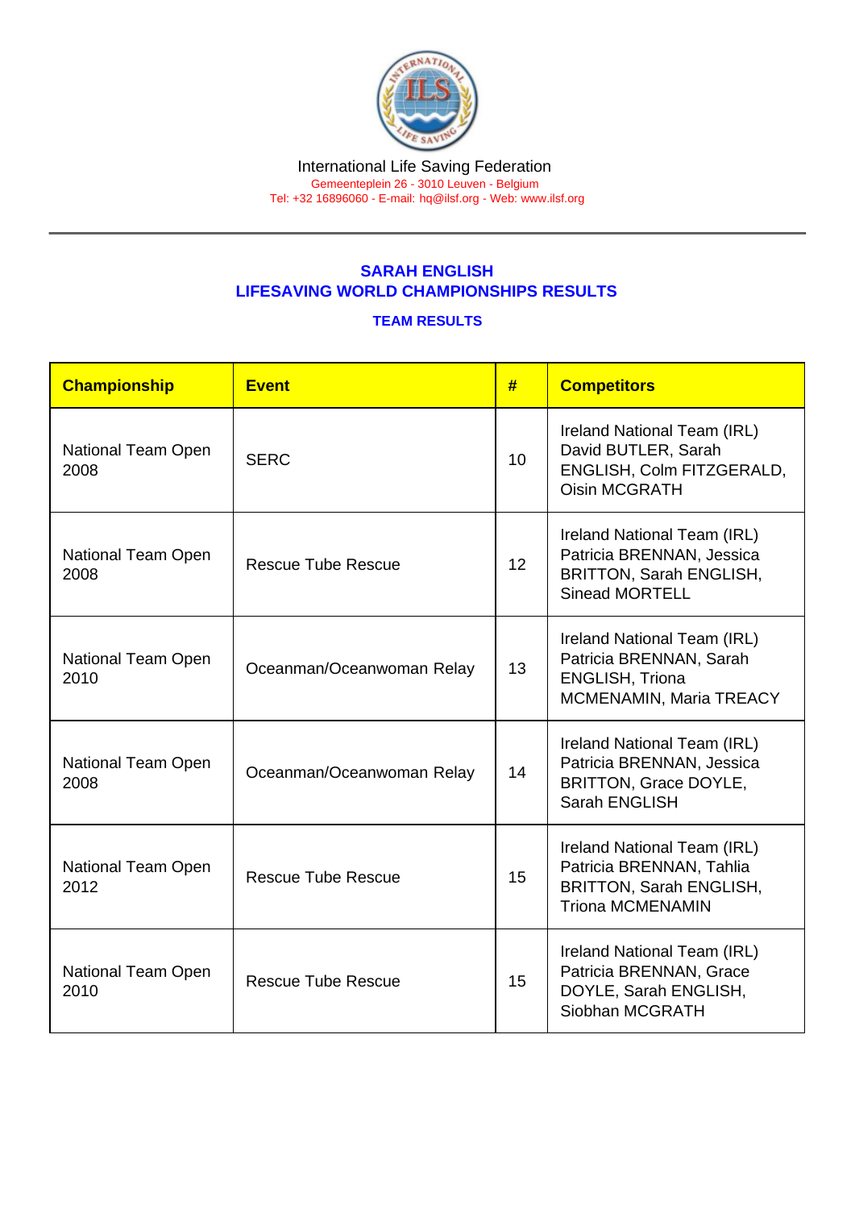International Life Saving Federation
Gemeenteplein 26 - 3010 Leuven - Belgium
Tel: +32 16896060 - E-mail: hq@ilsf.org - Web: www.ilsf.org

## SARAH ENGLISH
## LIFESAVING WORLD CHAMPIONSHIPS RESULTS

### TEAM RESULTS

| Championship | Event | # | Competitors |
|---|---|---|---|
| National Team Open 2008 | SERC | 10 | Ireland National Team (IRL) David BUTLER, Sarah ENGLISH, Colm FITZGERALD, Oisin MCGRATH |
| National Team Open 2008 | Rescue Tube Rescue | 12 | Ireland National Team (IRL) Patricia BRENNAN, Jessica BRITTON, Sarah ENGLISH, Sinead MORTELL |
| National Team Open 2010 | Oceanman/Oceanwoman Relay | 13 | Ireland National Team (IRL) Patricia BRENNAN, Sarah ENGLISH, Triona MCMENAMIN, Maria TREACY |
| National Team Open 2008 | Oceanman/Oceanwoman Relay | 14 | Ireland National Team (IRL) Patricia BRENNAN, Jessica BRITTON, Grace DOYLE, Sarah ENGLISH |
| National Team Open 2012 | Rescue Tube Rescue | 15 | Ireland National Team (IRL) Patricia BRENNAN, Tahlia BRITTON, Sarah ENGLISH, Triona MCMENAMIN |
| National Team Open 2010 | Rescue Tube Rescue | 15 | Ireland National Team (IRL) Patricia BRENNAN, Grace DOYLE, Sarah ENGLISH, Siobhan MCGRATH |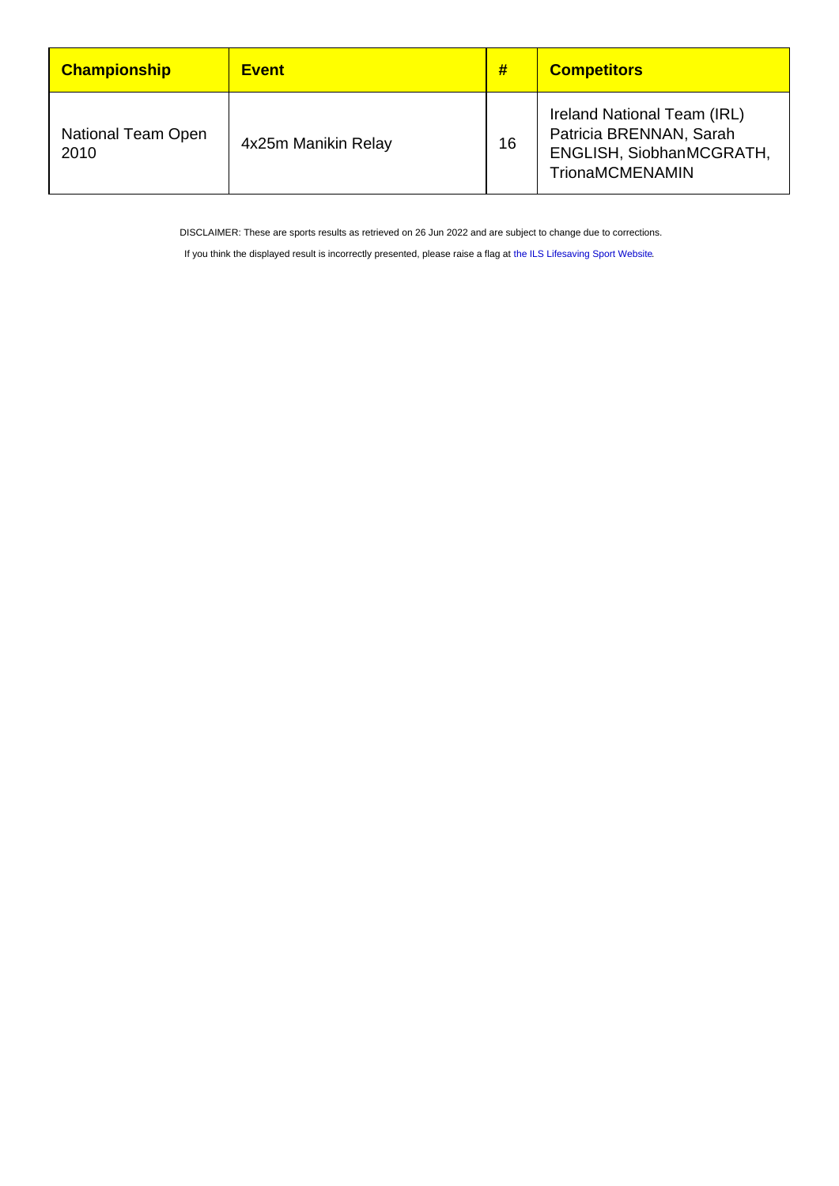| Championship | Event | # | Competitors |
|---|---|---|---|
| National Team Open 2010 | 4x25m Manikin Relay | 16 | Ireland National Team (IRL) Patricia BRENNAN, Sarah ENGLISH, SiobhanMCGRATH, TrionaMCMENAMIN |

DISCLAIMER: These are sports results as retrieved on 26 Jun 2022 and are subject to change due to corrections.

If you think the displayed result is incorrectly presented, please raise a flag at the ILS Lifesaving Sport Website.